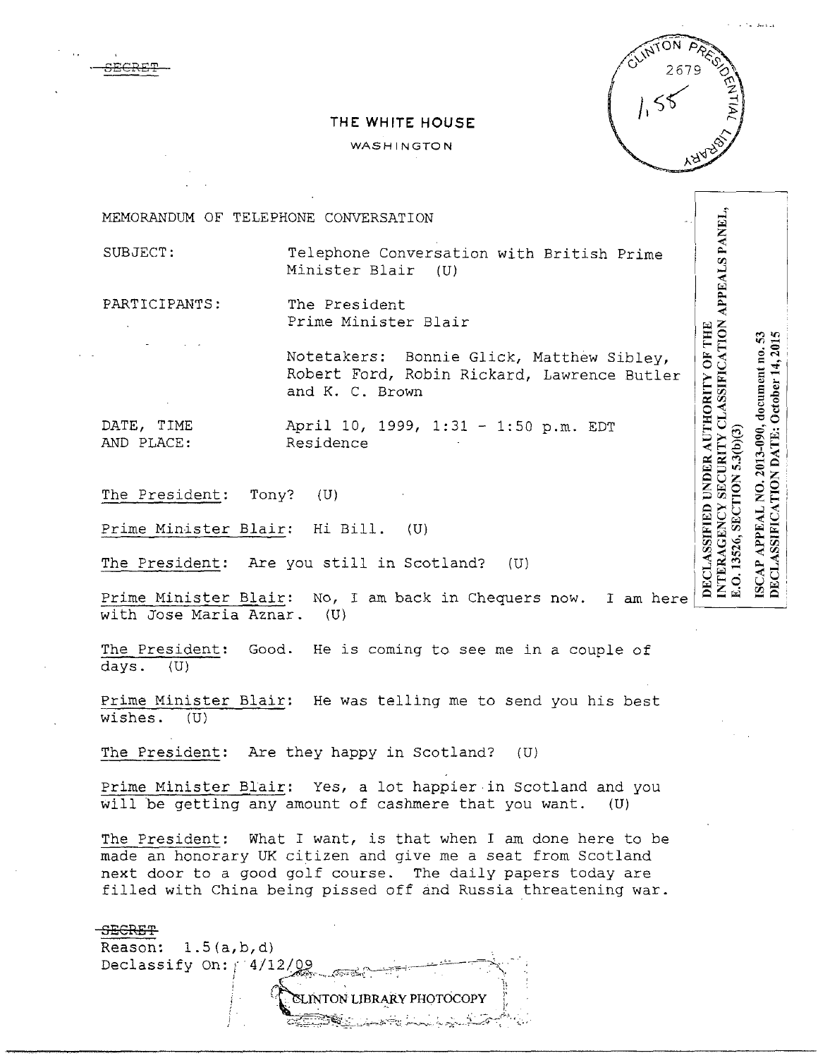SECRET

# THE WHITE HOUSE

WASHINGTON

CLINTON PRESIDENTIAL LIBRARY 2679 1,55

MEMORANDUM OF TELEPHONE CONVERSATION

SUBJECT: Telephone Conversation with British Prime Minister Blair (U)

PARTICIPANTS: The President
Prime Minister Blair

Notetakers: Bonnie Glick, Matthew Sibley, Robert Ford, Robin Rickard, Lawrence Butler and K. C. Brown

DATE, TIME AND PLACE: April 10, 1999, 1:31 - 1:50 p.m. EDT
Residence

DECLASSIFIED UNDER AUTHORITY OF THE INTERAGENCY SECURITY CLASSIFICATION APPEALS PANEL, E.O. 13526, SECTION 5.3(b)(3)

ISCAP APPEAL NO. 2013-090, document no. 53
DECLASSIFICATION DATE: October 14, 2015

The President: Tony? (U)

Prime Minister Blair: Hi Bill. (U)

The President: Are you still in Scotland? (U)

Prime Minister Blair: No, I am back in Chequers now. I am here with Jose Maria Aznar. (U)

The President: Good. He is coming to see me in a couple of days. (U)

Prime Minister Blair: He was telling me to send you his best wishes. (U)

The President: Are they happy in Scotland? (U)

Prime Minister Blair: Yes, a lot happier in Scotland and you will be getting any amount of cashmere that you want. (U)

The President: What I want, is that when I am done here to be made an honorary UK citizen and give me a seat from Scotland next door to a good golf course. The daily papers today are filled with China being pissed off and Russia threatening war.

SECRET
Reason: 1.5(a,b,d)
Declassify On: 4/12/09

CLINTON LIBRARY PHOTOCOPY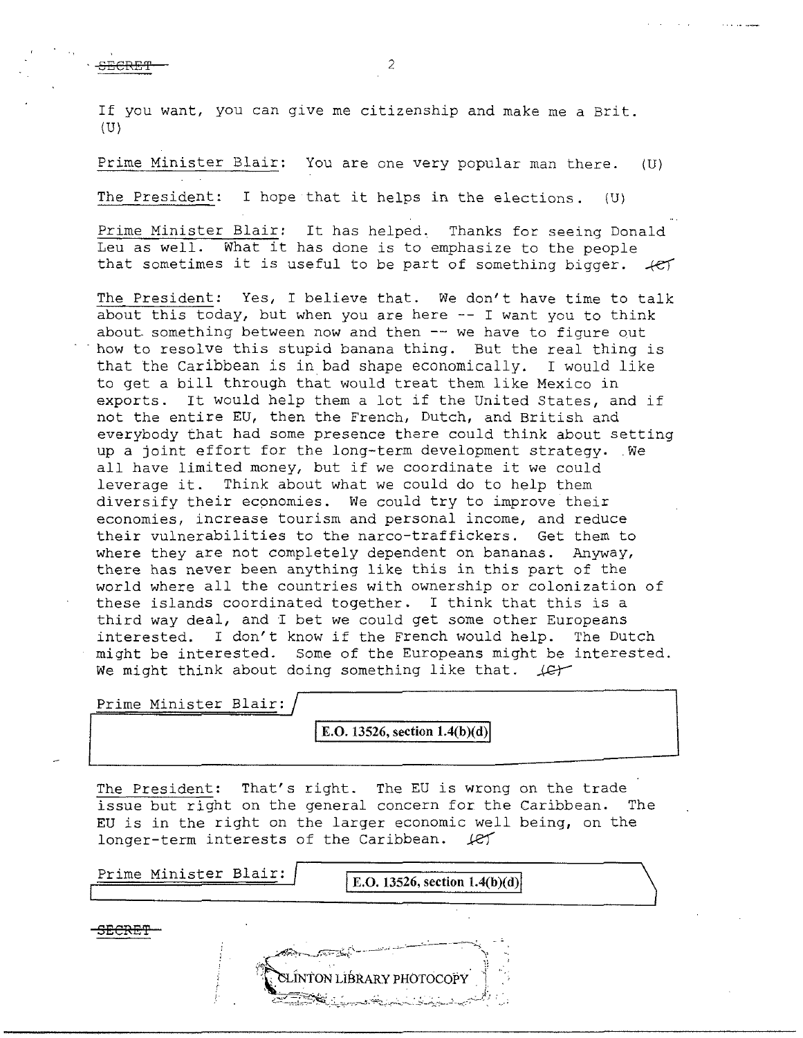If you want, you can give me citizenship and make me a Brit. (U)

Prime Minister Blair: You are one very popular man there. (U)

The President: I hope that it helps in the elections. (U)

Prime Minister Blair: It has helped. Thanks for seeing Donald Leu as well. What it has done is to emphasize to the people that sometimes it is useful to be part of something bigger. (C)

The President: Yes, I believe that. We don't have time to talk about this today, but when you are here -- I want you to think about something between now and then -- we have to figure out how to resolve this stupid banana thing. But the real thing is that the Caribbean is in bad shape economically. I would like to get a bill through that would treat them like Mexico in exports. It would help them a lot if the United States, and if not the entire EU, then the French, Dutch, and British and everybody that had some presence there could think about setting up a joint effort for the long-term development strategy. We all have limited money, but if we coordinate it we could leverage it. Think about what we could do to help them diversify their economies. We could try to improve their economies, increase tourism and personal income, and reduce their vulnerabilities to the narco-traffickers. Get them to where they are not completely dependent on bananas. Anyway, there has never been anything like this in this part of the world where all the countries with ownership or colonization of these islands coordinated together. I think that this is a third way deal, and I bet we could get some other Europeans interested. I don't know if the French would help. The Dutch might be interested. Some of the Europeans might be interested. We might think about doing something like that. (C)

Prime Minister Blair: [E.O. 13526, section 1.4(b)(d)]

The President: That's right. The EU is wrong on the trade issue but right on the general concern for the Caribbean. The EU is in the right on the larger economic well being, on the longer-term interests of the Caribbean. (C)

Prime Minister Blair: [E.O. 13526, section 1.4(b)(d)]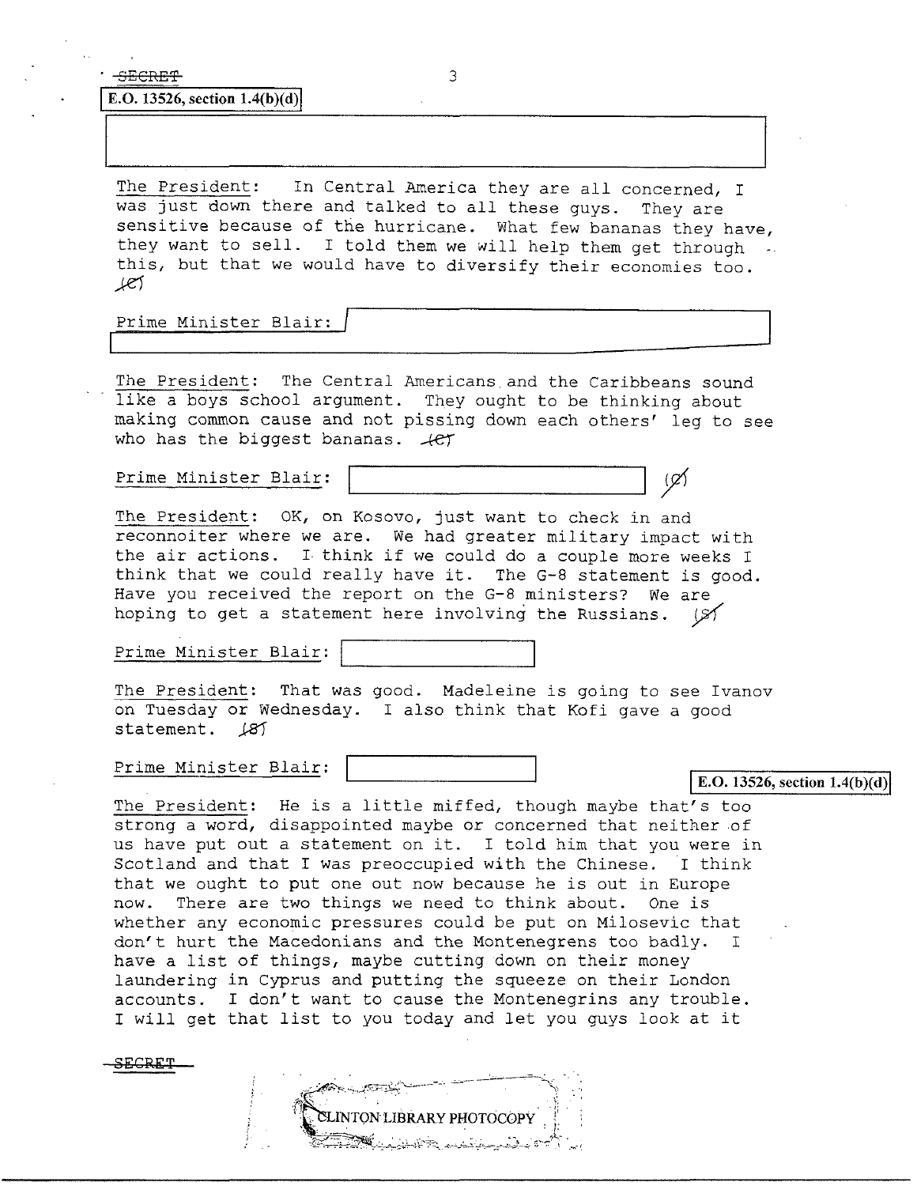~~SECRET~~

E.O. 13526, section 1.4(b)(d)

The President: In Central America they are all concerned, I was just down there and talked to all these guys. They are sensitive because of the hurricane. What few bananas they have, they want to sell. I told them we will help them get through this, but that we would have to diversify their economies too. (C)

Prime Minister Blair:

The President: The Central Americans and the Caribbeans sound like a boys school argument. They ought to be thinking about making common cause and not pissing down each others' leg to see who has the biggest bananas. (C)

Prime Minister Blair: (S)

The President: OK, on Kosovo, just want to check in and reconnoiter where we are. We had greater military impact with the air actions. I think if we could do a couple more weeks I think that we could really have it. The G-8 statement is good. Have you received the report on the G-8 ministers? We are hoping to get a statement here involving the Russians. (S)

Prime Minister Blair:

The President: That was good. Madeleine is going to see Ivanov on Tuesday or Wednesday. I also think that Kofi gave a good statement. (S)

Prime Minister Blair:

E.O. 13526, section 1.4(b)(d)

The President: He is a little miffed, though maybe that's too strong a word, disappointed maybe or concerned that neither of us have put out a statement on it. I told him that you were in Scotland and that I was preoccupied with the Chinese. I think that we ought to put one out now because he is out in Europe now. There are two things we need to think about. One is whether any economic pressures could be put on Milosevic that don't hurt the Macedonians and the Montenegrens too badly. I have a list of things, maybe cutting down on their money laundering in Cyprus and putting the squeeze on their London accounts. I don't want to cause the Montenegrins any trouble. I will get that list to you today and let you guys look at it

~~SECRET~~

CLINTON LIBRARY PHOTOCOPY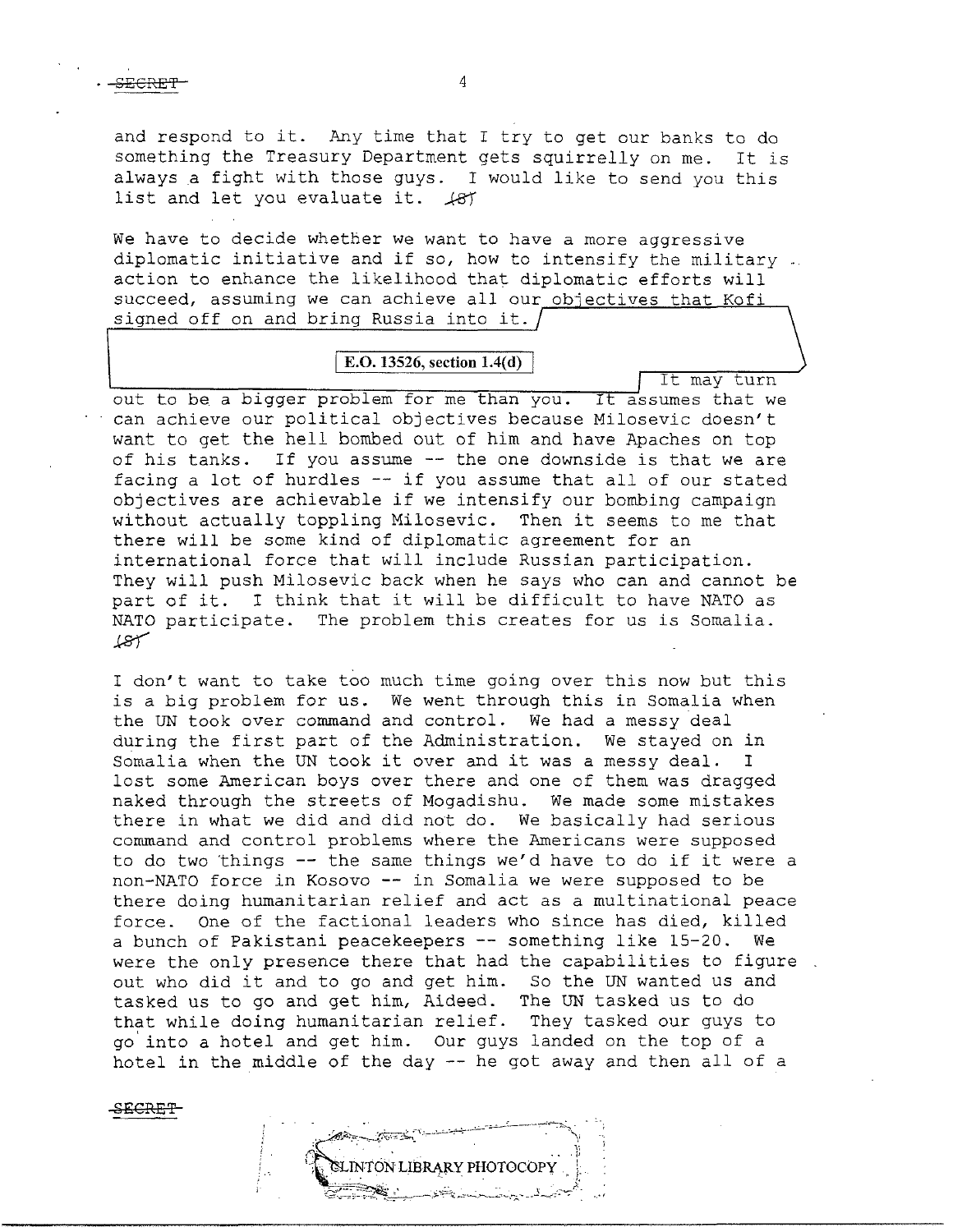and respond to it. Any time that I try to get our banks to do something the Treasury Department gets squirrelly on me. It is always a fight with those guys. I would like to send you this list and let you evaluate it. (S)

We have to decide whether we want to have a more aggressive diplomatic initiative and if so, how to intensify the military action to enhance the likelihood that diplomatic efforts will succeed, assuming we can achieve all our objectives that Kofi signed off on and bring Russia into it.

E.O. 13526, section 1.4(d)

It may turn out to be a bigger problem for me than you. It assumes that we can achieve our political objectives because Milosevic doesn't want to get the hell bombed out of him and have Apaches on top of his tanks. If you assume -- the one downside is that we are facing a lot of hurdles -- if you assume that all of our stated objectives are achievable if we intensify our bombing campaign without actually toppling Milosevic. Then it seems to me that there will be some kind of diplomatic agreement for an international force that will include Russian participation. They will push Milosevic back when he says who can and cannot be part of it. I think that it will be difficult to have NATO as NATO participate. The problem this creates for us is Somalia. (S)

I don't want to take too much time going over this now but this is a big problem for us. We went through this in Somalia when the UN took over command and control. We had a messy deal during the first part of the Administration. We stayed on in Somalia when the UN took it over and it was a messy deal. I lost some American boys over there and one of them was dragged naked through the streets of Mogadishu. We made some mistakes there in what we did and did not do. We basically had serious command and control problems where the Americans were supposed to do two things -- the same things we'd have to do if it were a non-NATO force in Kosovo -- in Somalia we were supposed to be there doing humanitarian relief and act as a multinational peace force. One of the factional leaders who since has died, killed a bunch of Pakistani peacekeepers -- something like 15-20. We were the only presence there that had the capabilities to figure out who did it and to go and get him. So the UN wanted us and tasked us to go and get him, Aideed. The UN tasked us to do that while doing humanitarian relief. They tasked our guys to go into a hotel and get him. Our guys landed on the top of a hotel in the middle of the day -- he got away and then all of a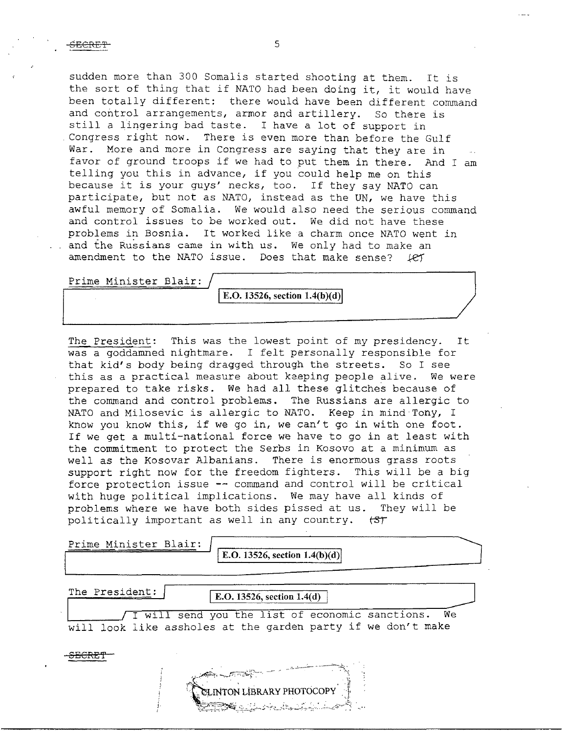sudden more than 300 Somalis started shooting at them. It is the sort of thing that if NATO had been doing it, it would have been totally different: there would have been different command and control arrangements, armor and artillery. So there is still a lingering bad taste. I have a lot of support in Congress right now. There is even more than before the Gulf War. More and more in Congress are saying that they are in favor of ground troops if we had to put them in there. And I am telling you this in advance, if you could help me on this because it is your guys' necks, too. If they say NATO can participate, but not as NATO, instead as the UN, we have this awful memory of Somalia. We would also need the serious command and control issues to be worked out. We did not have these problems in Bosnia. It worked like a charm once NATO went in and the Russians came in with us. We only had to make an amendment to the NATO issue. Does that make sense? (C)

Prime Minister Blair: E.O. 13526, section 1.4(b)(d)

The President: This was the lowest point of my presidency. It was a goddamned nightmare. I felt personally responsible for that kid's body being dragged through the streets. So I see this as a practical measure about keeping people alive. We were prepared to take risks. We had all these glitches because of the command and control problems. The Russians are allergic to NATO and Milosevic is allergic to NATO. Keep in mind Tony, I know you know this, if we go in, we can't go in with one foot. If we get a multi-national force we have to go in at least with the commitment to protect the Serbs in Kosovo at a minimum as well as the Kosovar Albanians. There is enormous grass roots support right now for the freedom fighters. This will be a big force protection issue -- command and control will be critical with huge political implications. We may have all kinds of problems where we have both sides pissed at us. They will be politically important as well in any country. (S)

Prime Minister Blair: E.O. 13526, section 1.4(b)(d)

The President: E.O. 13526, section 1.4(d) I will send you the list of economic sanctions. We will look like assholes at the garden party if we don't make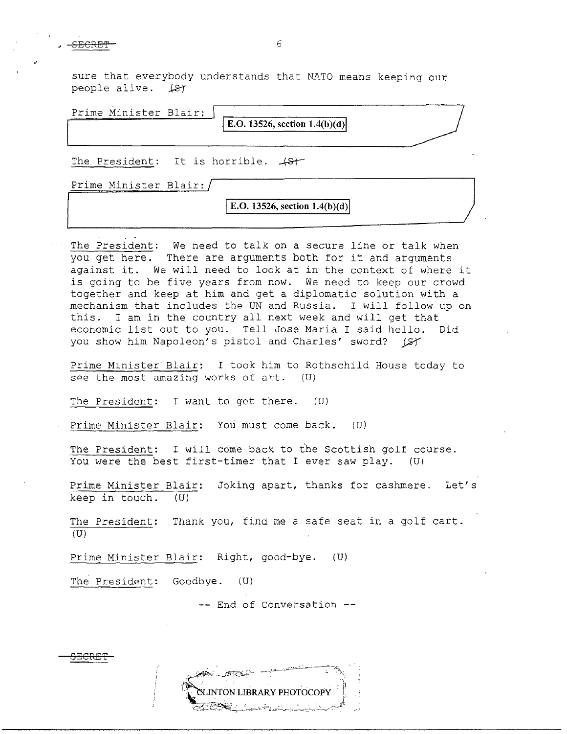sure that everybody understands that NATO means keeping our people alive. (S)

Prime Minister Blair: E.O. 13526, section 1.4(b)(d)

The President: It is horrible. (S)

Prime Minister Blair: E.O. 13526, section 1.4(b)(d)

The President: We need to talk on a secure line or talk when you get here. There are arguments both for it and arguments against it. We will need to look at in the context of where it is going to be five years from now. We need to keep our crowd together and keep at him and get a diplomatic solution with a mechanism that includes the UN and Russia. I will follow up on this. I am in the country all next week and will get that economic list out to you. Tell Jose Maria I said hello. Did you show him Napoleon's pistol and Charles' sword? (S)

Prime Minister Blair: I took him to Rothschild House today to see the most amazing works of art. (U)

The President: I want to get there. (U)

Prime Minister Blair: You must come back. (U)

The President: I will come back to the Scottish golf course. You were the best first-timer that I ever saw play. (U)

Prime Minister Blair: Joking apart, thanks for cashmere. Let's keep in touch. (U)

The President: Thank you, find me a safe seat in a golf cart. (U)

Prime Minister Blair: Right, good-bye. (U)

The President: Goodbye. (U)

-- End of Conversation --

SECRET

CLINTON LIBRARY PHOTOCOPY